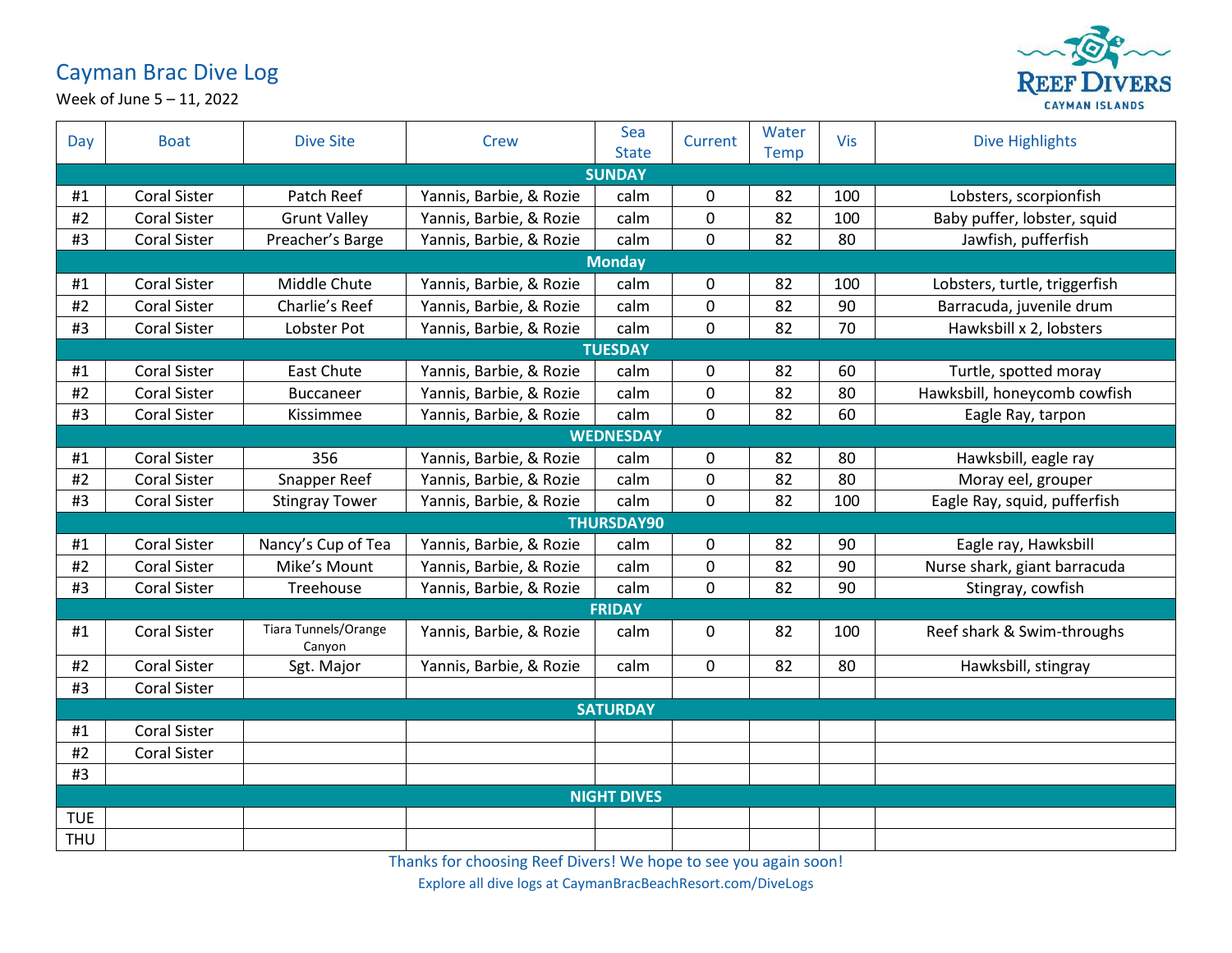# Cayman Brac Dive Log

Week of June 5 – 11, 2022

REEF DIVERS
CAYMAN ISLANDS

| Day | Boat | Dive Site | Crew | Sea State | Current | Water Temp | Vis | Dive Highlights |
|---|---|---|---|---|---|---|---|---|
| **SUNDAY** | | | | | | | | |
| #1 | Coral Sister | Patch Reef | Yannis, Barbie, & Rozie | calm | 0 | 82 | 100 | Lobsters, scorpionfish |
| #2 | Coral Sister | Grunt Valley | Yannis, Barbie, & Rozie | calm | 0 | 82 | 100 | Baby puffer, lobster, squid |
| #3 | Coral Sister | Preacher's Barge | Yannis, Barbie, & Rozie | calm | 0 | 82 | 80 | Jawfish, pufferfish |
| **Monday** | | | | | | | | |
| #1 | Coral Sister | Middle Chute | Yannis, Barbie, & Rozie | calm | 0 | 82 | 100 | Lobsters, turtle, triggerfish |
| #2 | Coral Sister | Charlie's Reef | Yannis, Barbie, & Rozie | calm | 0 | 82 | 90 | Barracuda, juvenile drum |
| #3 | Coral Sister | Lobster Pot | Yannis, Barbie, & Rozie | calm | 0 | 82 | 70 | Hawksbill x 2, lobsters |
| **TUESDAY** | | | | | | | | |
| #1 | Coral Sister | East Chute | Yannis, Barbie, & Rozie | calm | 0 | 82 | 60 | Turtle, spotted moray |
| #2 | Coral Sister | Buccaneer | Yannis, Barbie, & Rozie | calm | 0 | 82 | 80 | Hawksbill, honeycomb cowfish |
| #3 | Coral Sister | Kissimmee | Yannis, Barbie, & Rozie | calm | 0 | 82 | 60 | Eagle Ray, tarpon |
| **WEDNESDAY** | | | | | | | | |
| #1 | Coral Sister | 356 | Yannis, Barbie, & Rozie | calm | 0 | 82 | 80 | Hawksbill, eagle ray |
| #2 | Coral Sister | Snapper Reef | Yannis, Barbie, & Rozie | calm | 0 | 82 | 80 | Moray eel, grouper |
| #3 | Coral Sister | Stingray Tower | Yannis, Barbie, & Rozie | calm | 0 | 82 | 100 | Eagle Ray, squid, pufferfish |
| **THURSDAY90** | | | | | | | | |
| #1 | Coral Sister | Nancy's Cup of Tea | Yannis, Barbie, & Rozie | calm | 0 | 82 | 90 | Eagle ray, Hawksbill |
| #2 | Coral Sister | Mike's Mount | Yannis, Barbie, & Rozie | calm | 0 | 82 | 90 | Nurse shark, giant barracuda |
| #3 | Coral Sister | Treehouse | Yannis, Barbie, & Rozie | calm | 0 | 82 | 90 | Stingray, cowfish |
| **FRIDAY** | | | | | | | | |
| #1 | Coral Sister | Tiara Tunnels/Orange Canyon | Yannis, Barbie, & Rozie | calm | 0 | 82 | 100 | Reef shark & Swim-throughs |
| #2 | Coral Sister | Sgt. Major | Yannis, Barbie, & Rozie | calm | 0 | 82 | 80 | Hawksbill, stingray |
| #3 | Coral Sister | | | | | | | |
| **SATURDAY** | | | | | | | | |
| #1 | Coral Sister | | | | | | | |
| #2 | Coral Sister | | | | | | | |
| #3 | | | | | | | | |
| **NIGHT DIVES** | | | | | | | | |
| TUE | | | | | | | | |
| THU | | | | | | | | |

Thanks for choosing Reef Divers! We hope to see you again soon!

Explore all dive logs at CaymanBracBeachResort.com/DiveLogs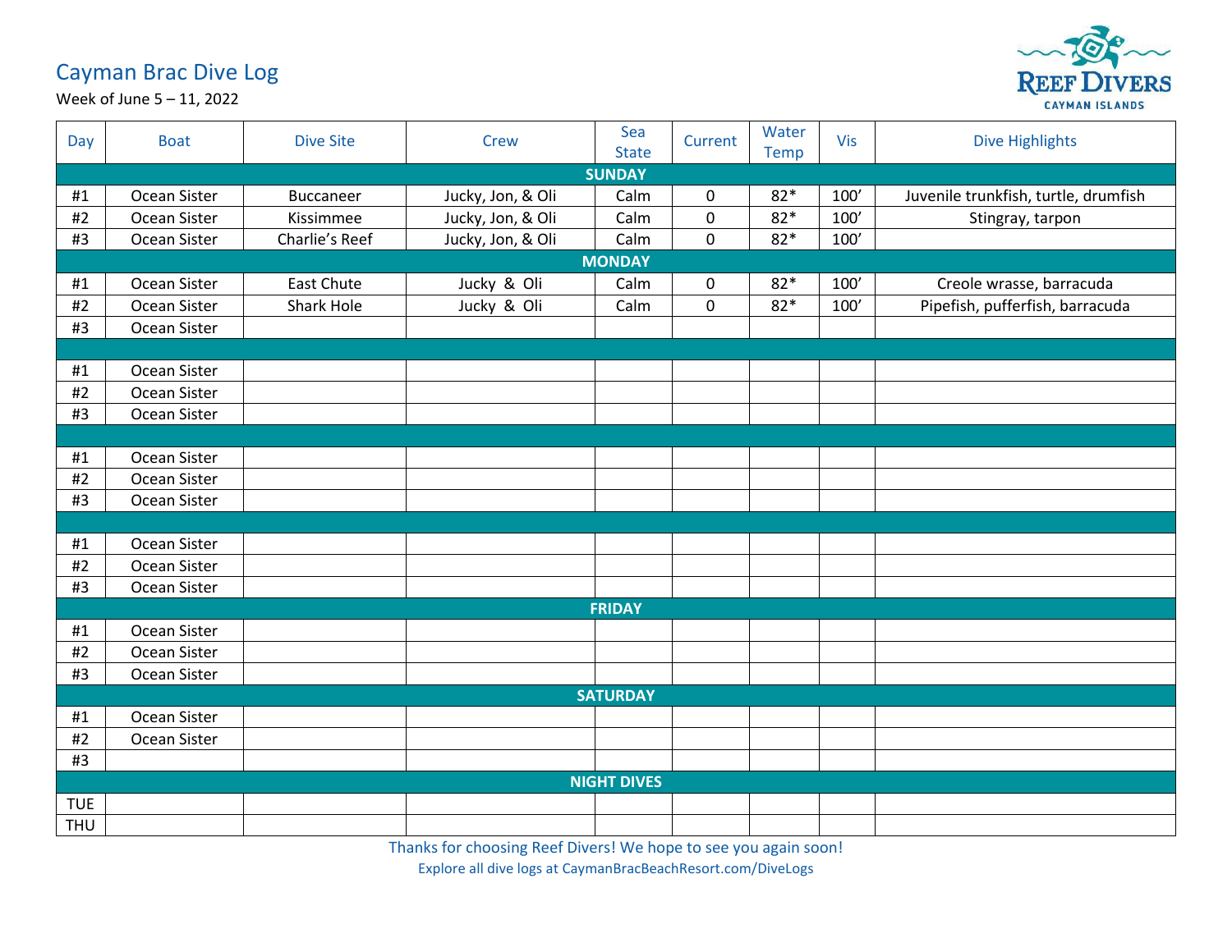# Cayman Brac Dive Log

Week of June 5 – 11, 2022

REEF DIVERS
CAYMAN ISLANDS

| Day | Boat | Dive Site | Crew | Sea State | Current | Water Temp | Vis | Dive Highlights |
|---|---|---|---|---|---|---|---|---|
| **SUNDAY** | | | | | | | | |
| #1 | Ocean Sister | Buccaneer | Jucky, Jon, & Oli | Calm | 0 | 82* | 100’ | Juvenile trunkfish, turtle, drumfish |
| #2 | Ocean Sister | Kissimmee | Jucky, Jon, & Oli | Calm | 0 | 82* | 100’ | Stingray, tarpon |
| #3 | Ocean Sister | Charlie’s Reef | Jucky, Jon, & Oli | Calm | 0 | 82* | 100’ | |
| **MONDAY** | | | | | | | | |
| #1 | Ocean Sister | East Chute | Jucky & Oli | Calm | 0 | 82* | 100’ | Creole wrasse, barracuda |
| #2 | Ocean Sister | Shark Hole | Jucky & Oli | Calm | 0 | 82* | 100’ | Pipefish, pufferfish, barracuda |
| #3 | Ocean Sister | | | | | | | |
| | | | | | | | | |
| #1 | Ocean Sister | | | | | | | |
| #2 | Ocean Sister | | | | | | | |
| #3 | Ocean Sister | | | | | | | |
| | | | | | | | | |
| #1 | Ocean Sister | | | | | | | |
| #2 | Ocean Sister | | | | | | | |
| #3 | Ocean Sister | | | | | | | |
| | | | | | | | | |
| #1 | Ocean Sister | | | | | | | |
| #2 | Ocean Sister | | | | | | | |
| #3 | Ocean Sister | | | | | | | |
| **FRIDAY** | | | | | | | | |
| #1 | Ocean Sister | | | | | | | |
| #2 | Ocean Sister | | | | | | | |
| #3 | Ocean Sister | | | | | | | |
| **SATURDAY** | | | | | | | | |
| #1 | Ocean Sister | | | | | | | |
| #2 | Ocean Sister | | | | | | | |
| #3 | | | | | | | | |
| **NIGHT DIVES** | | | | | | | | |
| TUE | | | | | | | | |
| THU | | | | | | | | |

Thanks for choosing Reef Divers! We hope to see you again soon!

Explore all dive logs at CaymanBracBeachResort.com/DiveLogs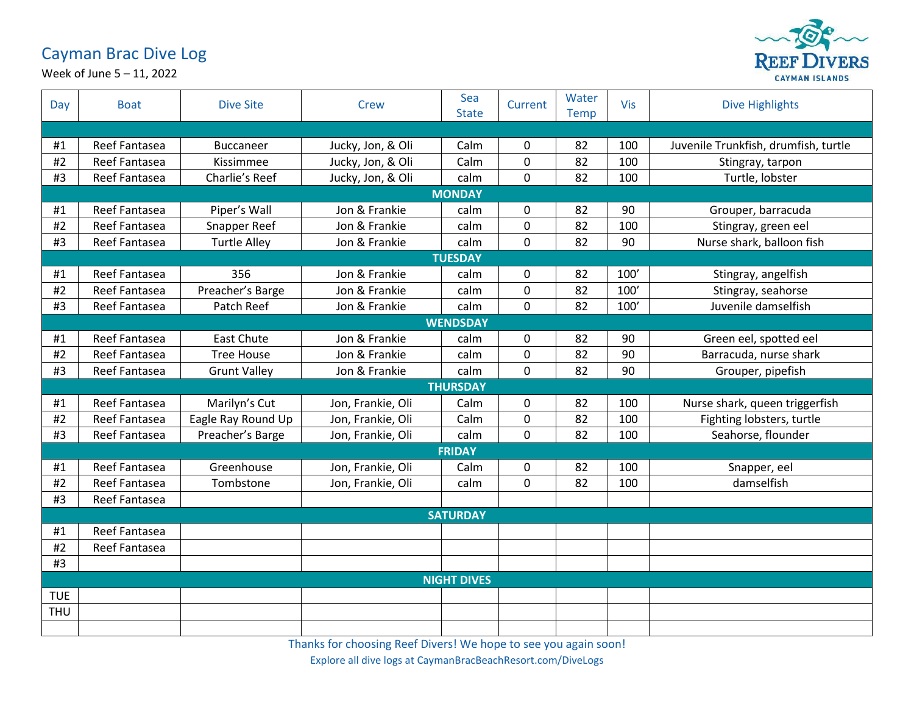# Cayman Brac Dive Log

Week of June 5 – 11, 2022

REEF DIVERS
CAYMAN ISLANDS

| Day | Boat | Dive Site | Crew | Sea State | Current | Water Temp | Vis | Dive Highlights |
|---|---|---|---|---|---|---|---|---|
| | | | | | | | | |
| #1 | Reef Fantasea | Buccaneer | Jucky, Jon, & Oli | Calm | 0 | 82 | 100 | Juvenile Trunkfish, drumfish, turtle |
| #2 | Reef Fantasea | Kissimmee | Jucky, Jon, & Oli | Calm | 0 | 82 | 100 | Stingray, tarpon |
| #3 | Reef Fantasea | Charlie's Reef | Jucky, Jon, & Oli | calm | 0 | 82 | 100 | Turtle, lobster |
| **MONDAY** | | | | | | | | |
| #1 | Reef Fantasea | Piper's Wall | Jon & Frankie | calm | 0 | 82 | 90 | Grouper, barracuda |
| #2 | Reef Fantasea | Snapper Reef | Jon & Frankie | calm | 0 | 82 | 100 | Stingray, green eel |
| #3 | Reef Fantasea | Turtle Alley | Jon & Frankie | calm | 0 | 82 | 90 | Nurse shark, balloon fish |
| **TUESDAY** | | | | | | | | |
| #1 | Reef Fantasea | 356 | Jon & Frankie | calm | 0 | 82 | 100' | Stingray, angelfish |
| #2 | Reef Fantasea | Preacher's Barge | Jon & Frankie | calm | 0 | 82 | 100' | Stingray, seahorse |
| #3 | Reef Fantasea | Patch Reef | Jon & Frankie | calm | 0 | 82 | 100' | Juvenile damselfish |
| **WENDSDAY** | | | | | | | | |
| #1 | Reef Fantasea | East Chute | Jon & Frankie | calm | 0 | 82 | 90 | Green eel, spotted eel |
| #2 | Reef Fantasea | Tree House | Jon & Frankie | calm | 0 | 82 | 90 | Barracuda, nurse shark |
| #3 | Reef Fantasea | Grunt Valley | Jon & Frankie | calm | 0 | 82 | 90 | Grouper, pipefish |
| **THURSDAY** | | | | | | | | |
| #1 | Reef Fantasea | Marilyn's Cut | Jon, Frankie, Oli | Calm | 0 | 82 | 100 | Nurse shark, queen triggerfish |
| #2 | Reef Fantasea | Eagle Ray Round Up | Jon, Frankie, Oli | Calm | 0 | 82 | 100 | Fighting lobsters, turtle |
| #3 | Reef Fantasea | Preacher's Barge | Jon, Frankie, Oli | calm | 0 | 82 | 100 | Seahorse, flounder |
| **FRIDAY** | | | | | | | | |
| #1 | Reef Fantasea | Greenhouse | Jon, Frankie, Oli | Calm | 0 | 82 | 100 | Snapper, eel |
| #2 | Reef Fantasea | Tombstone | Jon, Frankie, Oli | calm | 0 | 82 | 100 | damselfish |
| #3 | Reef Fantasea | | | | | | | |
| **SATURDAY** | | | | | | | | |
| #1 | Reef Fantasea | | | | | | | |
| #2 | Reef Fantasea | | | | | | | |
| #3 | | | | | | | | |
| **NIGHT DIVES** | | | | | | | | |
| TUE | | | | | | | | |
| THU | | | | | | | | |
| | | | | | | | | |

Thanks for choosing Reef Divers! We hope to see you again soon!

Explore all dive logs at CaymanBracBeachResort.com/DiveLogs